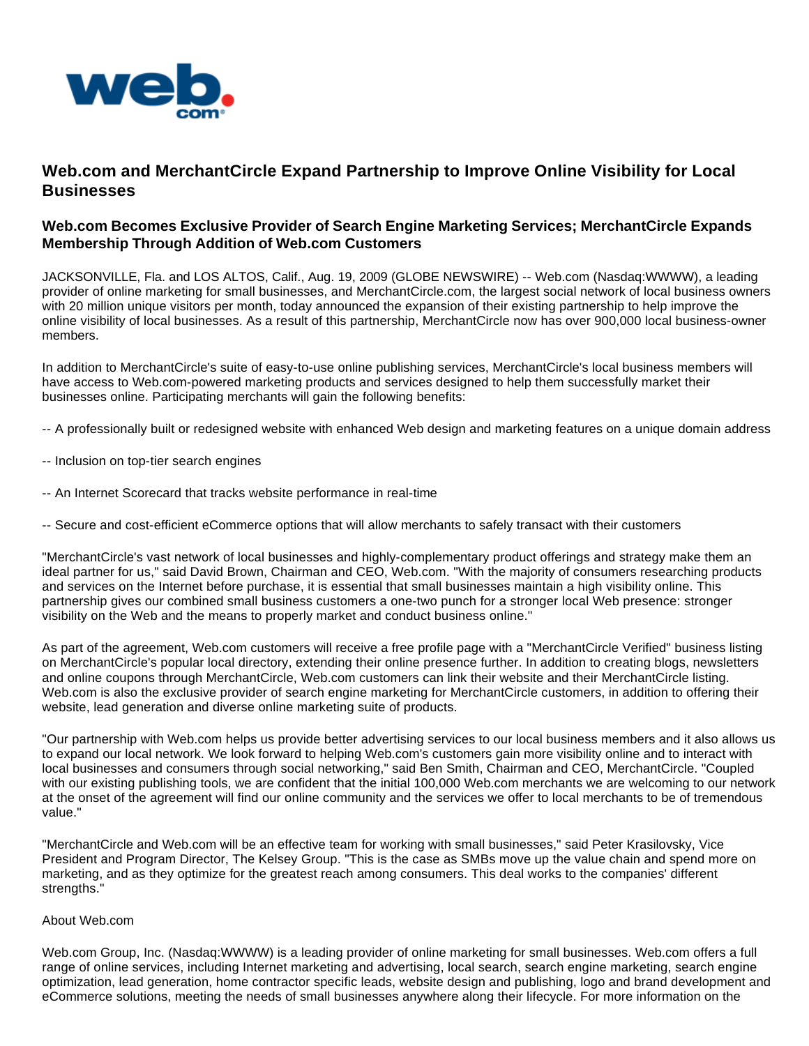# Web.com and MerchantCircle Expand Partnership to Improve Online Visibility for Local Businesses

## Web.com Becomes Exclusive Provider of Search Engine Marketing Services; MerchantCircle Expands Membership Through Addition of Web.com Customers

JACKSONVILLE, Fla. and LOS ALTOS, Calif., Aug. 19, 2009 (GLOBE NEWSWIRE) -- Web.com (Nasdaq:WWWW), a leading provider of online marketing for small businesses, and MerchantCircle.com, the largest social network of local business owners with 20 million unique visitors per month, today announced the expansion of their existing partnership to help improve the online visibility of local businesses. As a result of this partnership, MerchantCircle now has over 900,000 local business-owner members.

In addition to MerchantCircle's suite of easy-to-use online publishing services, MerchantCircle's local business members will have access to Web.com-powered marketing products and services designed to help them successfully market their businesses online. Participating merchants will gain the following benefits:

-- A professionally built or redesigned website with enhanced Web design and marketing features on a unique domain address

-- Inclusion on top-tier search engines

-- An Internet Scorecard that tracks website performance in real-time

-- Secure and cost-efficient eCommerce options that will allow merchants to safely transact with their customers

"MerchantCircle's vast network of local businesses and highly-complementary product offerings and strategy make them an ideal partner for us," said David Brown, Chairman and CEO, Web.com. "With the majority of consumers researching products and services on the Internet before purchase, it is essential that small businesses maintain a high visibility online. This partnership gives our combined small business customers a one-two punch for a stronger local Web presence: stronger visibility on the Web and the means to properly market and conduct business online."

As part of the agreement, Web.com customers will receive a free profile page with a "MerchantCircle Verified" business listing on MerchantCircle's popular local directory, extending their online presence further. In addition to creating blogs, newsletters and online coupons through MerchantCircle, Web.com customers can link their website and their MerchantCircle listing. Web.com is also the exclusive provider of search engine marketing for MerchantCircle customers, in addition to offering their website, lead generation and diverse online marketing suite of products.

"Our partnership with Web.com helps us provide better advertising services to our local business members and it also allows us to expand our local network. We look forward to helping Web.com's customers gain more visibility online and to interact with local businesses and consumers through social networking," said Ben Smith, Chairman and CEO, MerchantCircle. "Coupled with our existing publishing tools, we are confident that the initial 100,000 Web.com merchants we are welcoming to our network at the onset of the agreement will find our online community and the services we offer to local merchants to be of tremendous value."

"MerchantCircle and Web.com will be an effective team for working with small businesses," said Peter Krasilovsky, Vice President and Program Director, The Kelsey Group. "This is the case as SMBs move up the value chain and spend more on marketing, and as they optimize for the greatest reach among consumers. This deal works to the companies' different strengths."

About Web.com

Web.com Group, Inc. (Nasdaq:WWWW) is a leading provider of online marketing for small businesses. Web.com offers a full range of online services, including Internet marketing and advertising, local search, search engine marketing, search engine optimization, lead generation, home contractor specific leads, website design and publishing, logo and brand development and eCommerce solutions, meeting the needs of small businesses anywhere along their lifecycle. For more information on the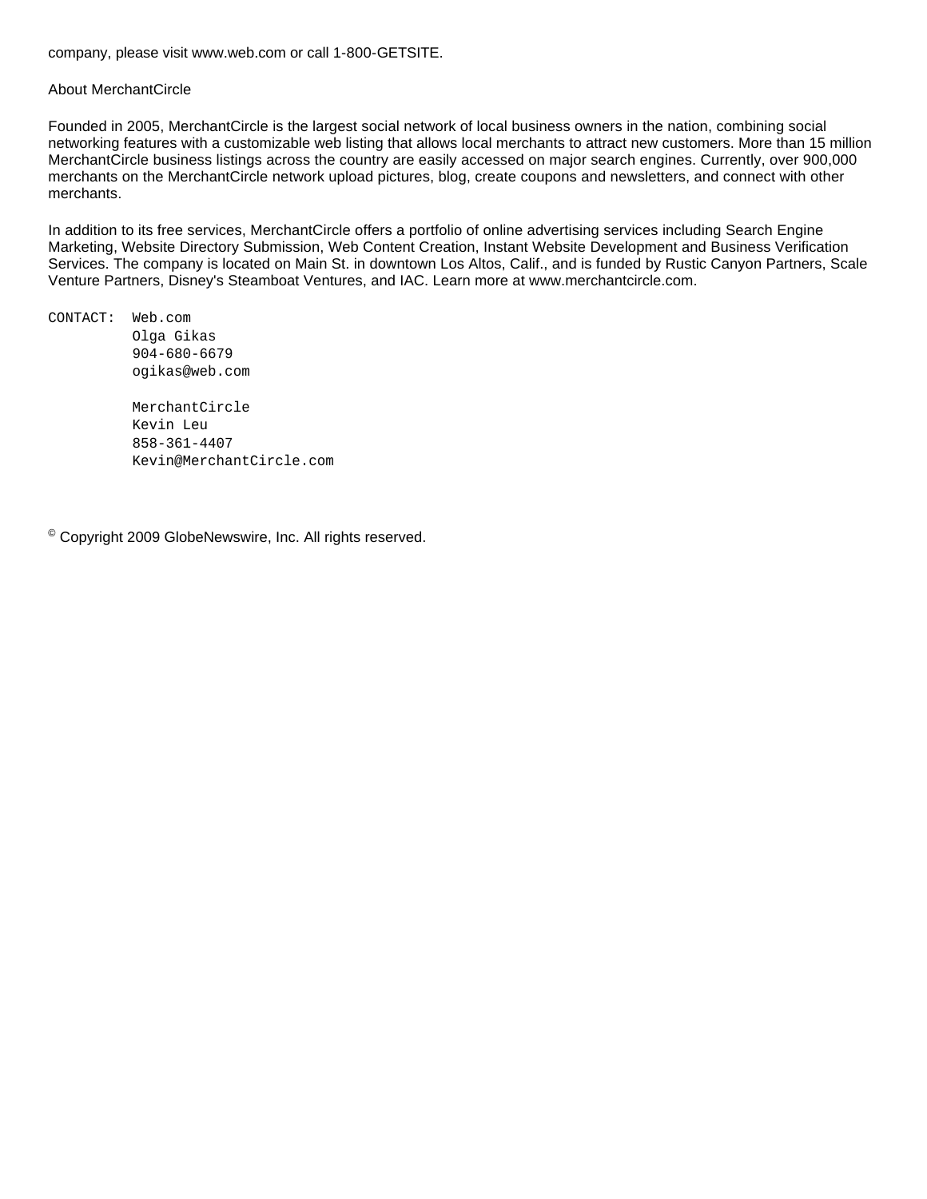company, please visit www.web.com or call 1-800-GETSITE.

About MerchantCircle

Founded in 2005, MerchantCircle is the largest social network of local business owners in the nation, combining social networking features with a customizable web listing that allows local merchants to attract new customers. More than 15 million MerchantCircle business listings across the country are easily accessed on major search engines. Currently, over 900,000 merchants on the MerchantCircle network upload pictures, blog, create coupons and newsletters, and connect with other merchants.

In addition to its free services, MerchantCircle offers a portfolio of online advertising services including Search Engine Marketing, Website Directory Submission, Web Content Creation, Instant Website Development and Business Verification Services. The company is located on Main St. in downtown Los Altos, Calif., and is funded by Rustic Canyon Partners, Scale Venture Partners, Disney's Steamboat Ventures, and IAC. Learn more at www.merchantcircle.com.

```
CONTACT:  Web.com
          Olga Gikas
          904-680-6679
          ogikas@web.com

          MerchantCircle
          Kevin Leu
          858-361-4407
          Kevin@MerchantCircle.com
```

© Copyright 2009 GlobeNewswire, Inc. All rights reserved.